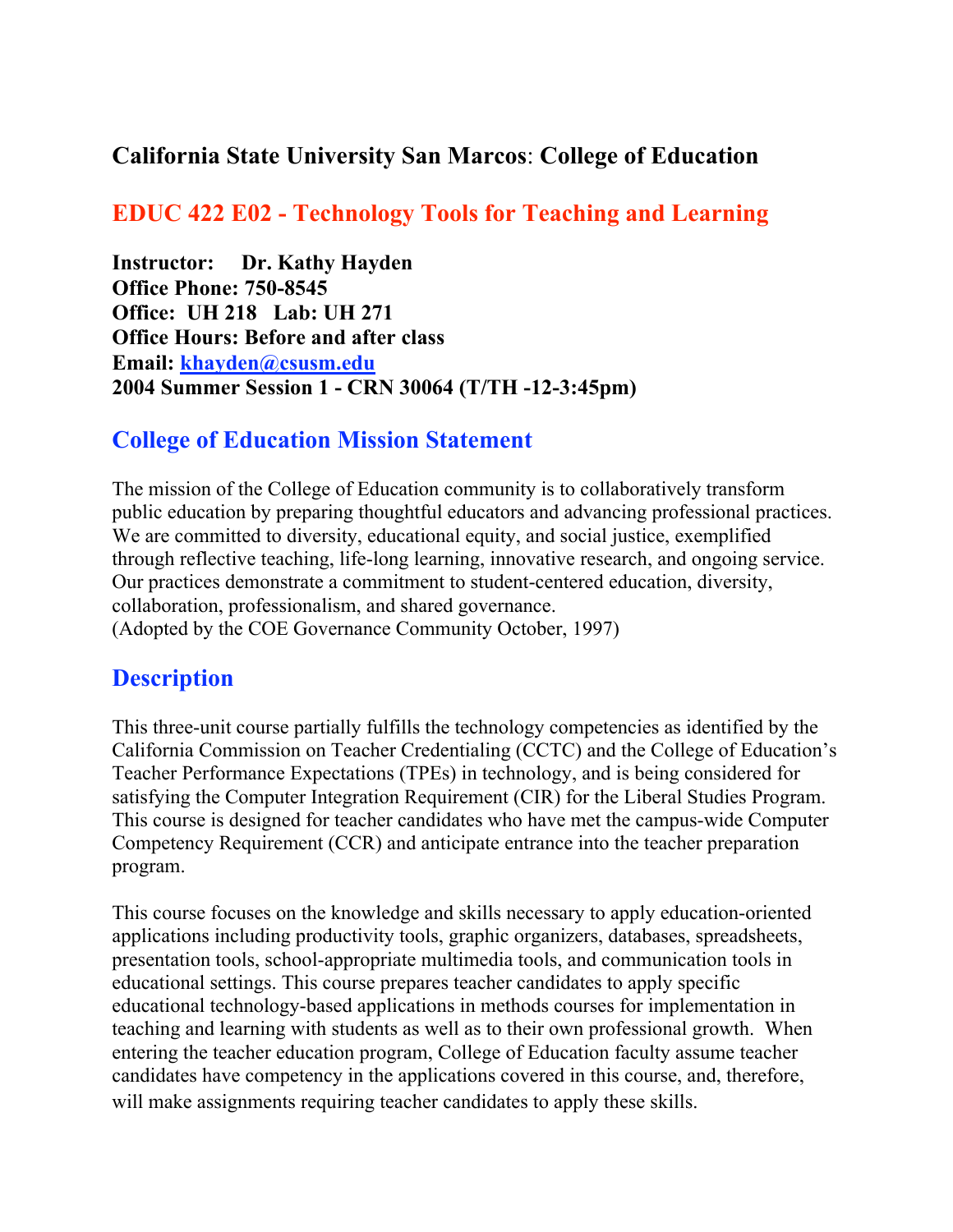# California State University San Marcos: College of Education

## EDUC 422 E02 - Technology Tools for Teaching and Learning

**Instructor: Dr. Kathy Hayden**
**Office Phone: 750-8545**
**Office: UH 218 Lab: UH 271**
**Office Hours: Before and after class**
**Email: khayden@csusm.edu**
**2004 Summer Session 1 - CRN 30064 (T/TH -12-3:45pm)**

## College of Education Mission Statement

The mission of the College of Education community is to collaboratively transform public education by preparing thoughtful educators and advancing professional practices. We are committed to diversity, educational equity, and social justice, exemplified through reflective teaching, life-long learning, innovative research, and ongoing service. Our practices demonstrate a commitment to student-centered education, diversity, collaboration, professionalism, and shared governance.
(Adopted by the COE Governance Community October, 1997)

## Description

This three-unit course partially fulfills the technology competencies as identified by the California Commission on Teacher Credentialing (CCTC) and the College of Education's Teacher Performance Expectations (TPEs) in technology, and is being considered for satisfying the Computer Integration Requirement (CIR) for the Liberal Studies Program. This course is designed for teacher candidates who have met the campus-wide Computer Competency Requirement (CCR) and anticipate entrance into the teacher preparation program.

This course focuses on the knowledge and skills necessary to apply education-oriented applications including productivity tools, graphic organizers, databases, spreadsheets, presentation tools, school-appropriate multimedia tools, and communication tools in educational settings. This course prepares teacher candidates to apply specific educational technology-based applications in methods courses for implementation in teaching and learning with students as well as to their own professional growth. When entering the teacher education program, College of Education faculty assume teacher candidates have competency in the applications covered in this course, and, therefore, will make assignments requiring teacher candidates to apply these skills.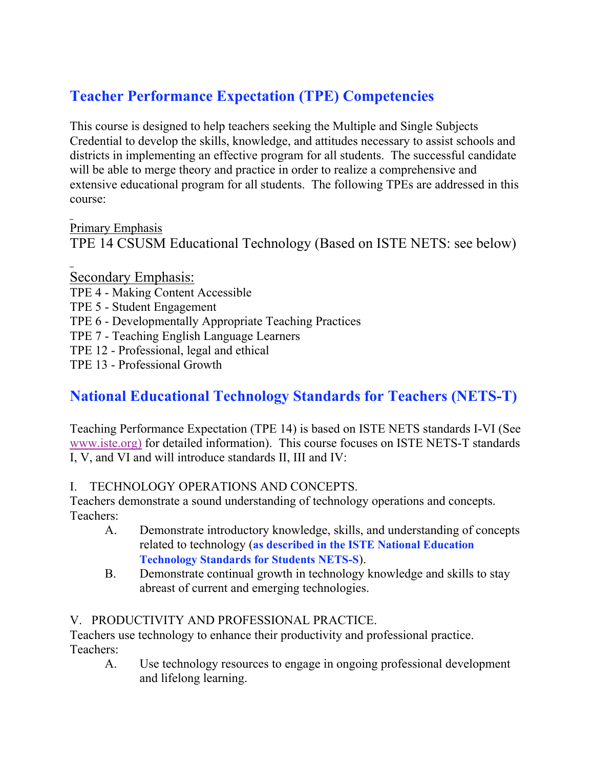## Teacher Performance Expectation (TPE) Competencies

This course is designed to help teachers seeking the Multiple and Single Subjects Credential to develop the skills, knowledge, and attitudes necessary to assist schools and districts in implementing an effective program for all students. The successful candidate will be able to merge theory and practice in order to realize a comprehensive and extensive educational program for all students. The following TPEs are addressed in this course:

Primary Emphasis
TPE 14 CSUSM Educational Technology (Based on ISTE NETS: see below)

Secondary Emphasis:
TPE 4 - Making Content Accessible
TPE 5 - Student Engagement
TPE 6 - Developmentally Appropriate Teaching Practices
TPE 7 - Teaching English Language Learners
TPE 12 - Professional, legal and ethical
TPE 13 - Professional Growth

## National Educational Technology Standards for Teachers (NETS-T)

Teaching Performance Expectation (TPE 14) is based on ISTE NETS standards I-VI (See www.iste.org) for detailed information). This course focuses on ISTE NETS-T standards I, V, and VI and will introduce standards II, III and IV:

I. TECHNOLOGY OPERATIONS AND CONCEPTS.
Teachers demonstrate a sound understanding of technology operations and concepts.
Teachers:

A. Demonstrate introductory knowledge, skills, and understanding of concepts related to technology (**as described in the ISTE National Education Technology Standards for Students NETS-S**).
B. Demonstrate continual growth in technology knowledge and skills to stay abreast of current and emerging technologies.

V. PRODUCTIVITY AND PROFESSIONAL PRACTICE.
Teachers use technology to enhance their productivity and professional practice.
Teachers:

A. Use technology resources to engage in ongoing professional development and lifelong learning.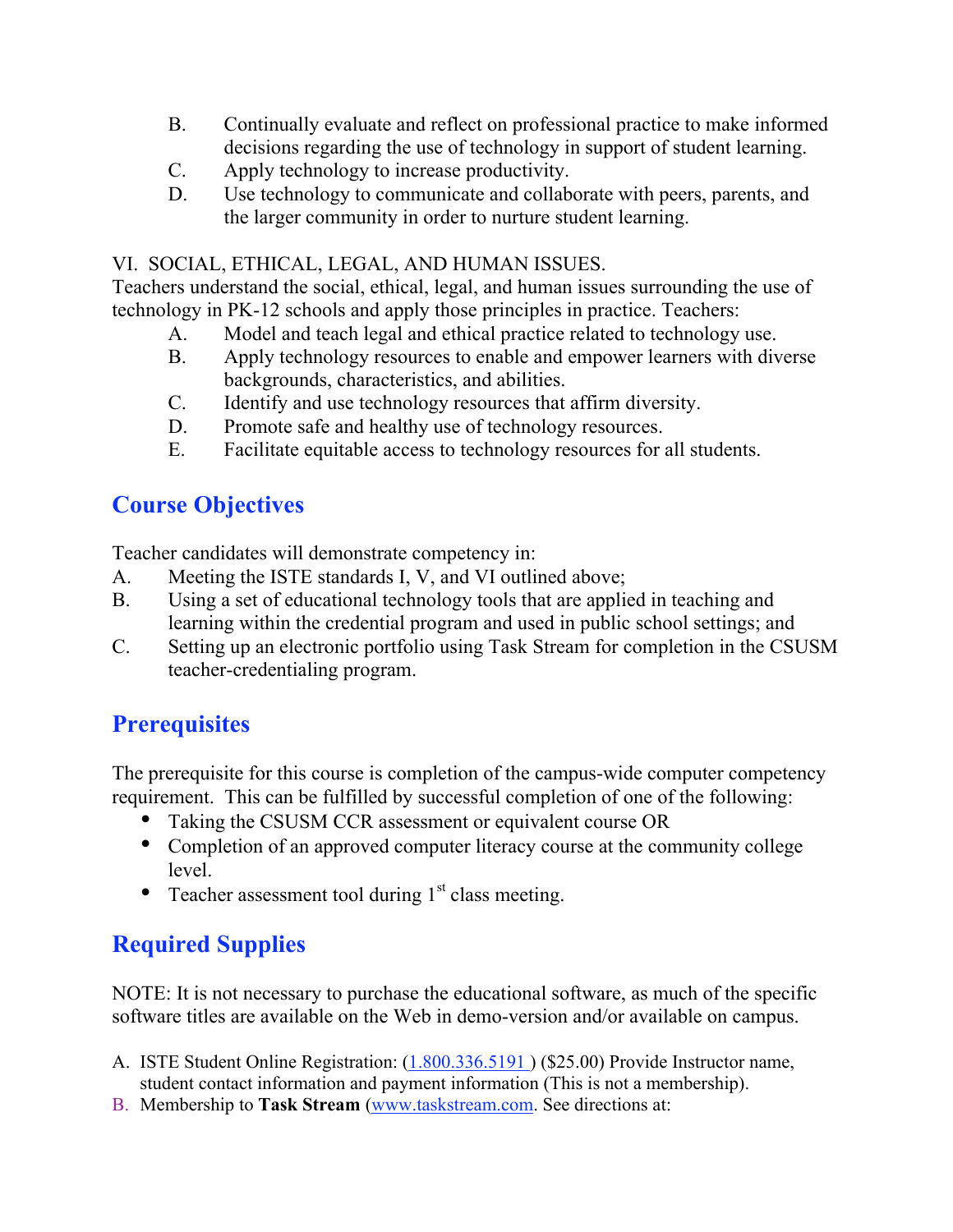B. Continually evaluate and reflect on professional practice to make informed decisions regarding the use of technology in support of student learning.
C. Apply technology to increase productivity.
D. Use technology to communicate and collaborate with peers, parents, and the larger community in order to nurture student learning.

VI. SOCIAL, ETHICAL, LEGAL, AND HUMAN ISSUES.
Teachers understand the social, ethical, legal, and human issues surrounding the use of technology in PK-12 schools and apply those principles in practice. Teachers:

A. Model and teach legal and ethical practice related to technology use.
B. Apply technology resources to enable and empower learners with diverse backgrounds, characteristics, and abilities.
C. Identify and use technology resources that affirm diversity.
D. Promote safe and healthy use of technology resources.
E. Facilitate equitable access to technology resources for all students.

## Course Objectives

Teacher candidates will demonstrate competency in:

A. Meeting the ISTE standards I, V, and VI outlined above;
B. Using a set of educational technology tools that are applied in teaching and learning within the credential program and used in public school settings; and
C. Setting up an electronic portfolio using Task Stream for completion in the CSUSM teacher-credentialing program.

## Prerequisites

The prerequisite for this course is completion of the campus-wide computer competency requirement. This can be fulfilled by successful completion of one of the following:

- Taking the CSUSM CCR assessment or equivalent course OR
- Completion of an approved computer literacy course at the community college level.
- Teacher assessment tool during 1st class meeting.

## Required Supplies

NOTE: It is not necessary to purchase the educational software, as much of the specific software titles are available on the Web in demo-version and/or available on campus.

A. ISTE Student Online Registration: (1.800.336.5191 ) ($25.00) Provide Instructor name, student contact information and payment information (This is not a membership).
B. Membership to **Task Stream** (www.taskstream.com. See directions at: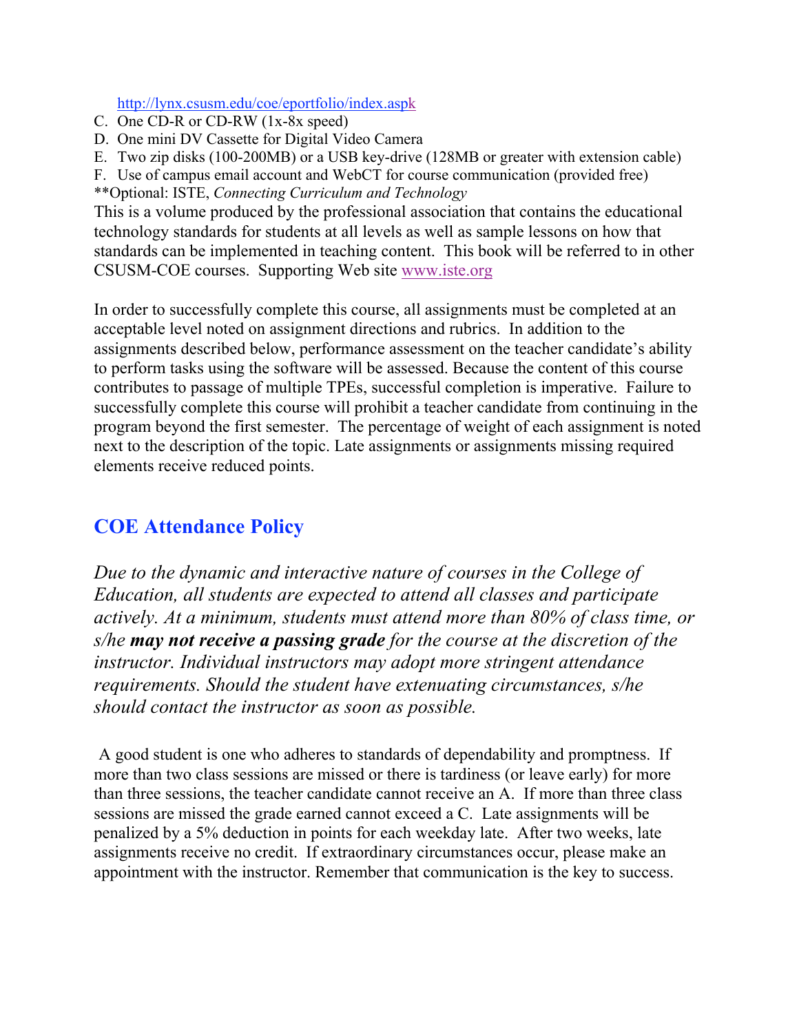http://lynx.csusm.edu/coe/eportfolio/index.aspk

C. One CD-R or CD-RW (1x-8x speed)
D. One mini DV Cassette for Digital Video Camera
E. Two zip disks (100-200MB) or a USB key-drive (128MB or greater with extension cable)
F. Use of campus email account and WebCT for course communication (provided free)

**Optional: ISTE, *Connecting Curriculum and Technology*

This is a volume produced by the professional association that contains the educational technology standards for students at all levels as well as sample lessons on how that standards can be implemented in teaching content. This book will be referred to in other CSUSM-COE courses. Supporting Web site www.iste.org

In order to successfully complete this course, all assignments must be completed at an acceptable level noted on assignment directions and rubrics. In addition to the assignments described below, performance assessment on the teacher candidate's ability to perform tasks using the software will be assessed. Because the content of this course contributes to passage of multiple TPEs, successful completion is imperative. Failure to successfully complete this course will prohibit a teacher candidate from continuing in the program beyond the first semester. The percentage of weight of each assignment is noted next to the description of the topic. Late assignments or assignments missing required elements receive reduced points.

## COE Attendance Policy

*Due to the dynamic and interactive nature of courses in the College of Education, all students are expected to attend all classes and participate actively. At a minimum, students must attend more than 80% of class time, or s/he* ***may not receive a passing grade*** *for the course at the discretion of the instructor. Individual instructors may adopt more stringent attendance requirements. Should the student have extenuating circumstances, s/he should contact the instructor as soon as possible.*

A good student is one who adheres to standards of dependability and promptness. If more than two class sessions are missed or there is tardiness (or leave early) for more than three sessions, the teacher candidate cannot receive an A. If more than three class sessions are missed the grade earned cannot exceed a C. Late assignments will be penalized by a 5% deduction in points for each weekday late. After two weeks, late assignments receive no credit. If extraordinary circumstances occur, please make an appointment with the instructor. Remember that communication is the key to success.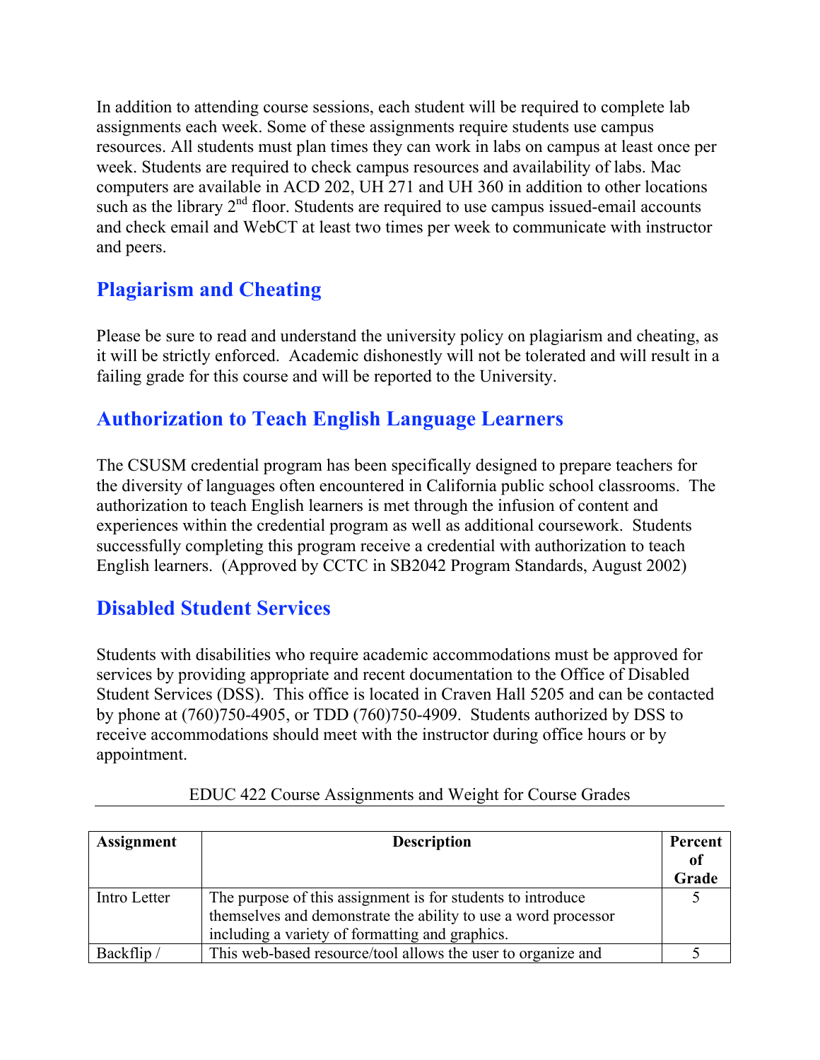In addition to attending course sessions, each student will be required to complete lab assignments each week. Some of these assignments require students use campus resources. All students must plan times they can work in labs on campus at least once per week. Students are required to check campus resources and availability of labs. Mac computers are available in ACD 202, UH 271 and UH 360 in addition to other locations such as the library 2nd floor. Students are required to use campus issued-email accounts and check email and WebCT at least two times per week to communicate with instructor and peers.

## Plagiarism and Cheating

Please be sure to read and understand the university policy on plagiarism and cheating, as it will be strictly enforced. Academic dishonestly will not be tolerated and will result in a failing grade for this course and will be reported to the University.

## Authorization to Teach English Language Learners

The CSUSM credential program has been specifically designed to prepare teachers for the diversity of languages often encountered in California public school classrooms. The authorization to teach English learners is met through the infusion of content and experiences within the credential program as well as additional coursework. Students successfully completing this program receive a credential with authorization to teach English learners. (Approved by CCTC in SB2042 Program Standards, August 2002)

## Disabled Student Services

Students with disabilities who require academic accommodations must be approved for services by providing appropriate and recent documentation to the Office of Disabled Student Services (DSS). This office is located in Craven Hall 5205 and can be contacted by phone at (760)750-4905, or TDD (760)750-4909. Students authorized by DSS to receive accommodations should meet with the instructor during office hours or by appointment.

EDUC 422 Course Assignments and Weight for Course Grades

| Assignment | Description | Percent of Grade |
|---|---|---|
| Intro Letter | The purpose of this assignment is for students to introduce themselves and demonstrate the ability to use a word processor including a variety of formatting and graphics. | 5 |
| Backflip / | This web-based resource/tool allows the user to organize and | 5 |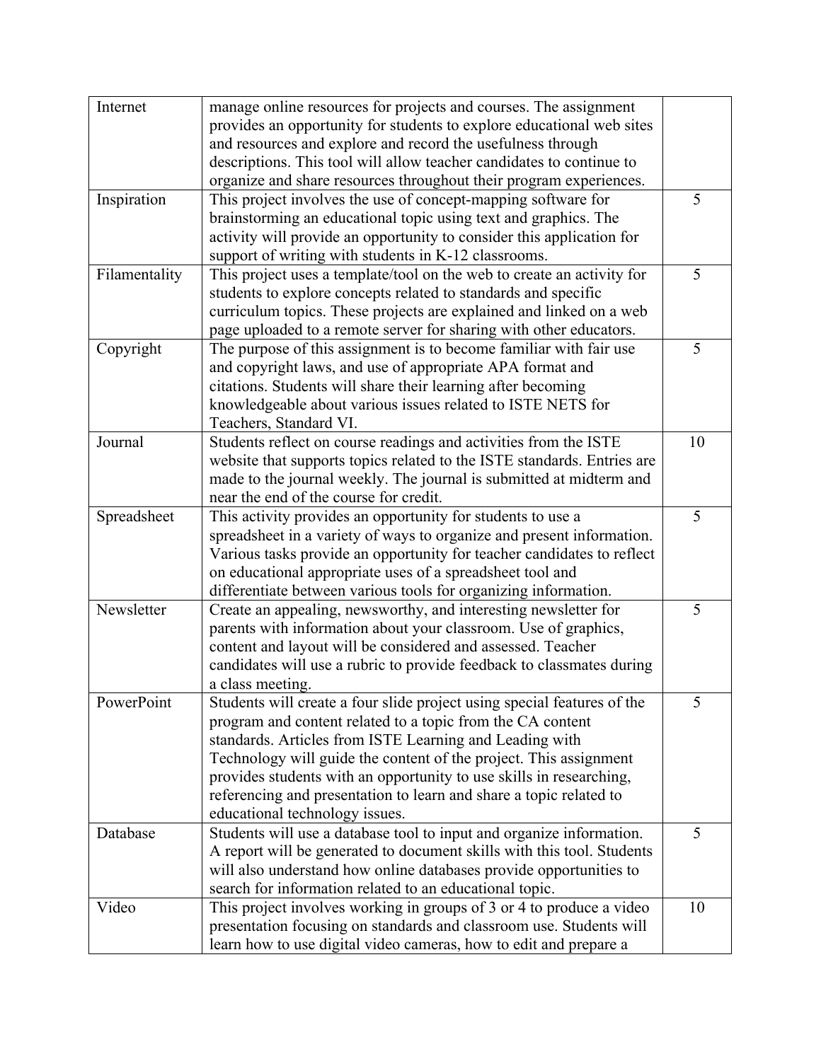| | | |
|---|---|---|
| Internet | manage online resources for projects and courses. The assignment provides an opportunity for students to explore educational web sites and resources and explore and record the usefulness through descriptions. This tool will allow teacher candidates to continue to organize and share resources throughout their program experiences. | |
| Inspiration | This project involves the use of concept-mapping software for brainstorming an educational topic using text and graphics. The activity will provide an opportunity to consider this application for support of writing with students in K-12 classrooms. | 5 |
| Filamentality | This project uses a template/tool on the web to create an activity for students to explore concepts related to standards and specific curriculum topics. These projects are explained and linked on a web page uploaded to a remote server for sharing with other educators. | 5 |
| Copyright | The purpose of this assignment is to become familiar with fair use and copyright laws, and use of appropriate APA format and citations. Students will share their learning after becoming knowledgeable about various issues related to ISTE NETS for Teachers, Standard VI. | 5 |
| Journal | Students reflect on course readings and activities from the ISTE website that supports topics related to the ISTE standards. Entries are made to the journal weekly. The journal is submitted at midterm and near the end of the course for credit. | 10 |
| Spreadsheet | This activity provides an opportunity for students to use a spreadsheet in a variety of ways to organize and present information. Various tasks provide an opportunity for teacher candidates to reflect on educational appropriate uses of a spreadsheet tool and differentiate between various tools for organizing information. | 5 |
| Newsletter | Create an appealing, newsworthy, and interesting newsletter for parents with information about your classroom. Use of graphics, content and layout will be considered and assessed. Teacher candidates will use a rubric to provide feedback to classmates during a class meeting. | 5 |
| PowerPoint | Students will create a four slide project using special features of the program and content related to a topic from the CA content standards. Articles from ISTE Learning and Leading with Technology will guide the content of the project. This assignment provides students with an opportunity to use skills in researching, referencing and presentation to learn and share a topic related to educational technology issues. | 5 |
| Database | Students will use a database tool to input and organize information. A report will be generated to document skills with this tool. Students will also understand how online databases provide opportunities to search for information related to an educational topic. | 5 |
| Video | This project involves working in groups of 3 or 4 to produce a video presentation focusing on standards and classroom use. Students will learn how to use digital video cameras, how to edit and prepare a | 10 |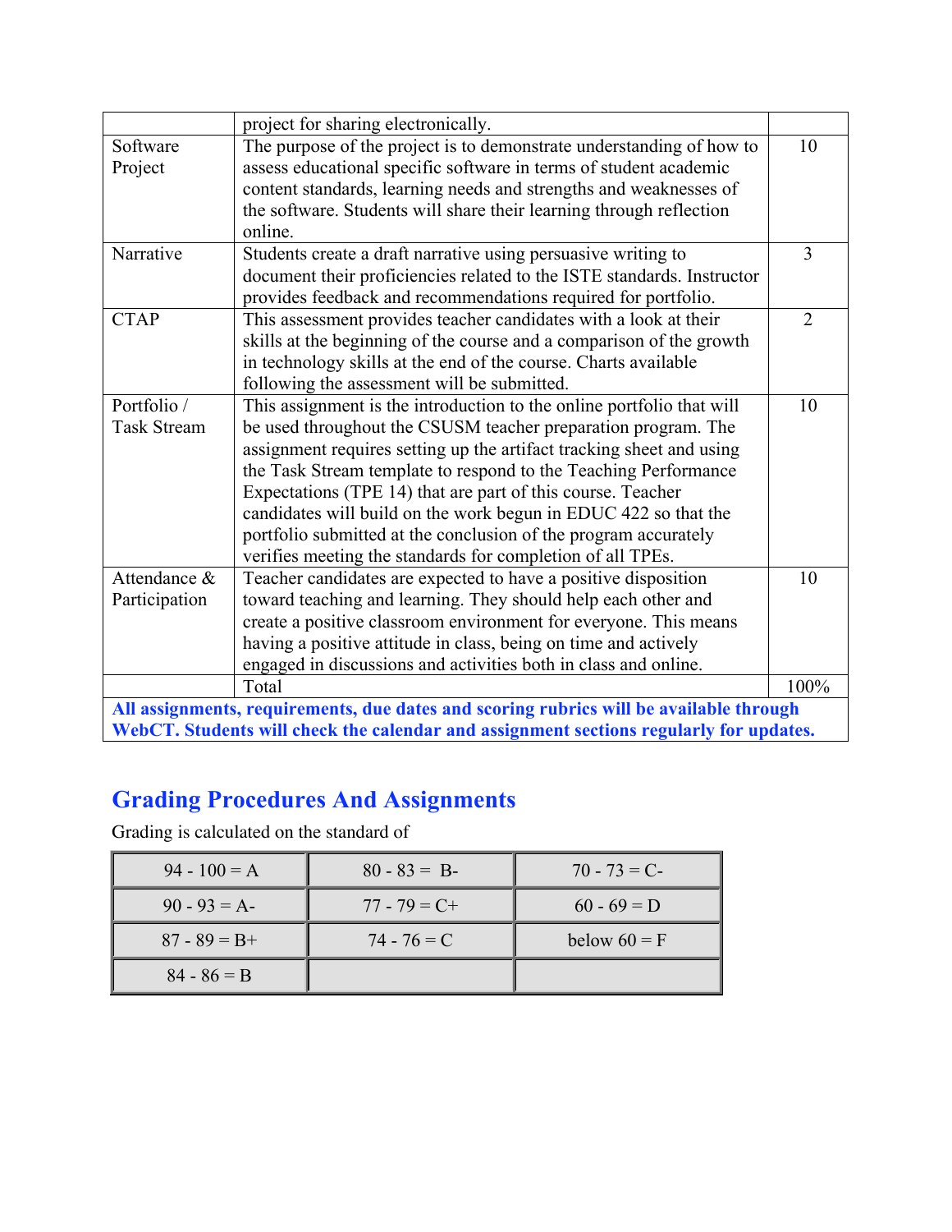| | | |
|---|---|---|
| | project for sharing electronically. | |
| Software Project | The purpose of the project is to demonstrate understanding of how to assess educational specific software in terms of student academic content standards, learning needs and strengths and weaknesses of the software. Students will share their learning through reflection online. | 10 |
| Narrative | Students create a draft narrative using persuasive writing to document their proficiencies related to the ISTE standards. Instructor provides feedback and recommendations required for portfolio. | 3 |
| CTAP | This assessment provides teacher candidates with a look at their skills at the beginning of the course and a comparison of the growth in technology skills at the end of the course. Charts available following the assessment will be submitted. | 2 |
| Portfolio / Task Stream | This assignment is the introduction to the online portfolio that will be used throughout the CSUSM teacher preparation program. The assignment requires setting up the artifact tracking sheet and using the Task Stream template to respond to the Teaching Performance Expectations (TPE 14) that are part of this course. Teacher candidates will build on the work begun in EDUC 422 so that the portfolio submitted at the conclusion of the program accurately verifies meeting the standards for completion of all TPEs. | 10 |
| Attendance & Participation | Teacher candidates are expected to have a positive disposition toward teaching and learning. They should help each other and create a positive classroom environment for everyone. This means having a positive attitude in class, being on time and actively engaged in discussions and activities both in class and online. | 10 |
| | Total | 100% |
| **All assignments, requirements, due dates and scoring rubrics will be available through WebCT. Students will check the calendar and assignment sections regularly for updates.** | | |

## Grading Procedures And Assignments

Grading is calculated on the standard of

| | | |
|---|---|---|
| 94 - 100 = A | 80 - 83 = B- | 70 - 73 = C- |
| 90 - 93 = A- | 77 - 79 = C+ | 60 - 69 = D |
| 87 - 89 = B+ | 74 - 76 = C | below 60 = F |
| 84 - 86 = B | | |